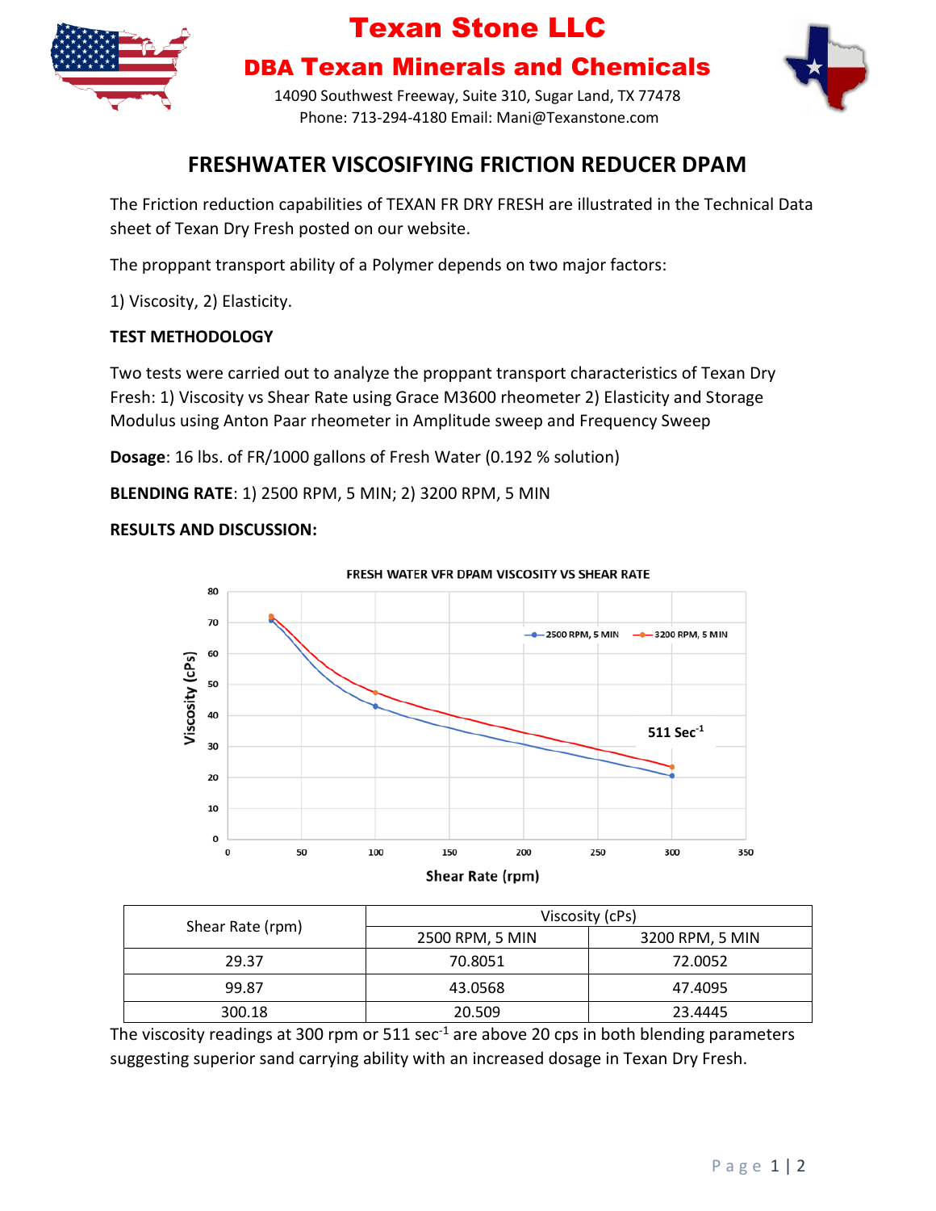# Texan Stone LLC

## DBA Texan Minerals and Chemicals

14090 Southwest Freeway, Suite 310, Sugar Land, TX 77478
Phone: 713-294-4180 Email: Mani@Texanstone.com

## FRESHWATER VISCOSIFYING FRICTION REDUCER DPAM

The Friction reduction capabilities of TEXAN FR DRY FRESH are illustrated in the Technical Data sheet of Texan Dry Fresh posted on our website.

The proppant transport ability of a Polymer depends on two major factors:

1) Viscosity, 2) Elasticity.

**TEST METHODOLOGY**

Two tests were carried out to analyze the proppant transport characteristics of Texan Dry Fresh: 1) Viscosity vs Shear Rate using Grace M3600 rheometer 2) Elasticity and Storage Modulus using Anton Paar rheometer in Amplitude sweep and Frequency Sweep

**Dosage**: 16 lbs. of FR/1000 gallons of Fresh Water (0.192 % solution)

**BLENDING RATE**: 1) 2500 RPM, 5 MIN; 2) 3200 RPM, 5 MIN

**RESULTS AND DISCUSSION:**

FRESH WATER VFR DPAM VISCOSITY VS SHEAR RATE

| Shear Rate (rpm) | Viscosity (cPs) | |
|---|---|---|
| | 2500 RPM, 5 MIN | 3200 RPM, 5 MIN |
| 29.37 | 70.8051 | 72.0052 |
| 99.87 | 43.0568 | 47.4095 |
| 300.18 | 20.509 | 23.4445 |

The viscosity readings at 300 rpm or 511 sec$^{-1}$ are above 20 cps in both blending parameters suggesting superior sand carrying ability with an increased dosage in Texan Dry Fresh.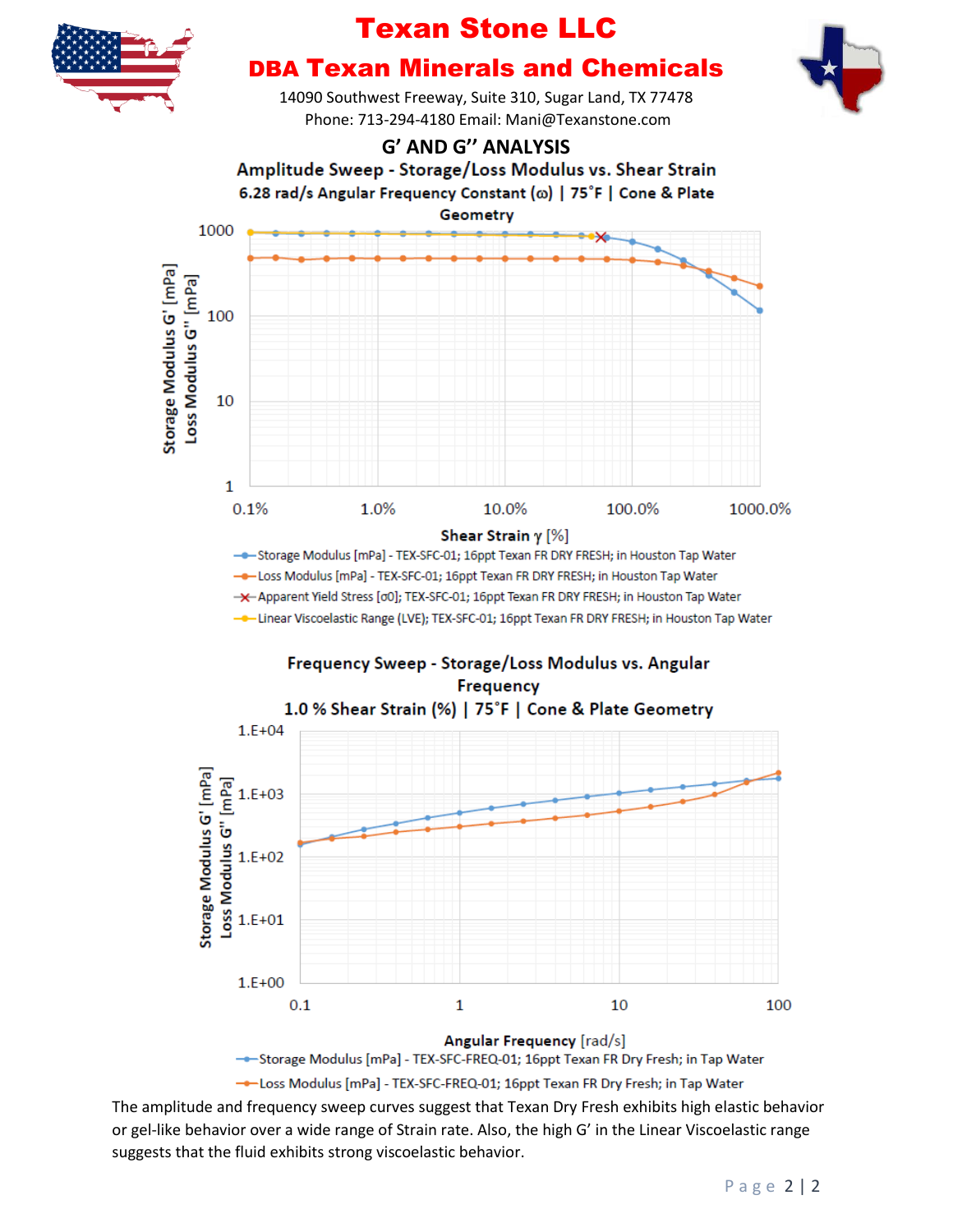# Texan Stone LLC

## DBA Texan Minerals and Chemicals

14090 Southwest Freeway, Suite 310, Sugar Land, TX 77478
Phone: 713-294-4180 Email: Mani@Texanstone.com

### G' AND G'' ANALYSIS

**Amplitude Sweep - Storage/Loss Modulus vs. Shear Strain**
**6.28 rad/s Angular Frequency Constant (ω) | 75˚F | Cone & Plate Geometry**

Storage Modulus G' [mPa]
Loss Modulus G'' [mPa]

1000
100
10
1

0.1%
1.0%
10.0%
100.0%
1000.0%

Shear Strain γ [%]

Storage Modulus [mPa] - TEX-SFC-01; 16ppt Texan FR DRY FRESH; in Houston Tap Water
Loss Modulus [mPa] - TEX-SFC-01; 16ppt Texan FR DRY FRESH; in Houston Tap Water
Apparent Yield Stress [σ0]; TEX-SFC-01; 16ppt Texan FR DRY FRESH; in Houston Tap Water
Linear Viscoelastic Range (LVE); TEX-SFC-01; 16ppt Texan FR DRY FRESH; in Houston Tap Water

**Frequency Sweep - Storage/Loss Modulus vs. Angular Frequency**
**1.0 % Shear Strain (%) | 75˚F | Cone & Plate Geometry**

Storage Modulus G' [mPa]
Loss Modulus G'' [mPa]

1.E+04
1.E+03
1.E+02
1.E+01
1.E+00

0.1
1
10
100

Angular Frequency [rad/s]

Storage Modulus [mPa] - TEX-SFC-FREQ-01; 16ppt Texan FR Dry Fresh; in Tap Water
Loss Modulus [mPa] - TEX-SFC-FREQ-01; 16ppt Texan FR Dry Fresh; in Tap Water

The amplitude and frequency sweep curves suggest that Texan Dry Fresh exhibits high elastic behavior or gel-like behavior over a wide range of Strain rate. Also, the high G' in the Linear Viscoelastic range suggests that the fluid exhibits strong viscoelastic behavior.